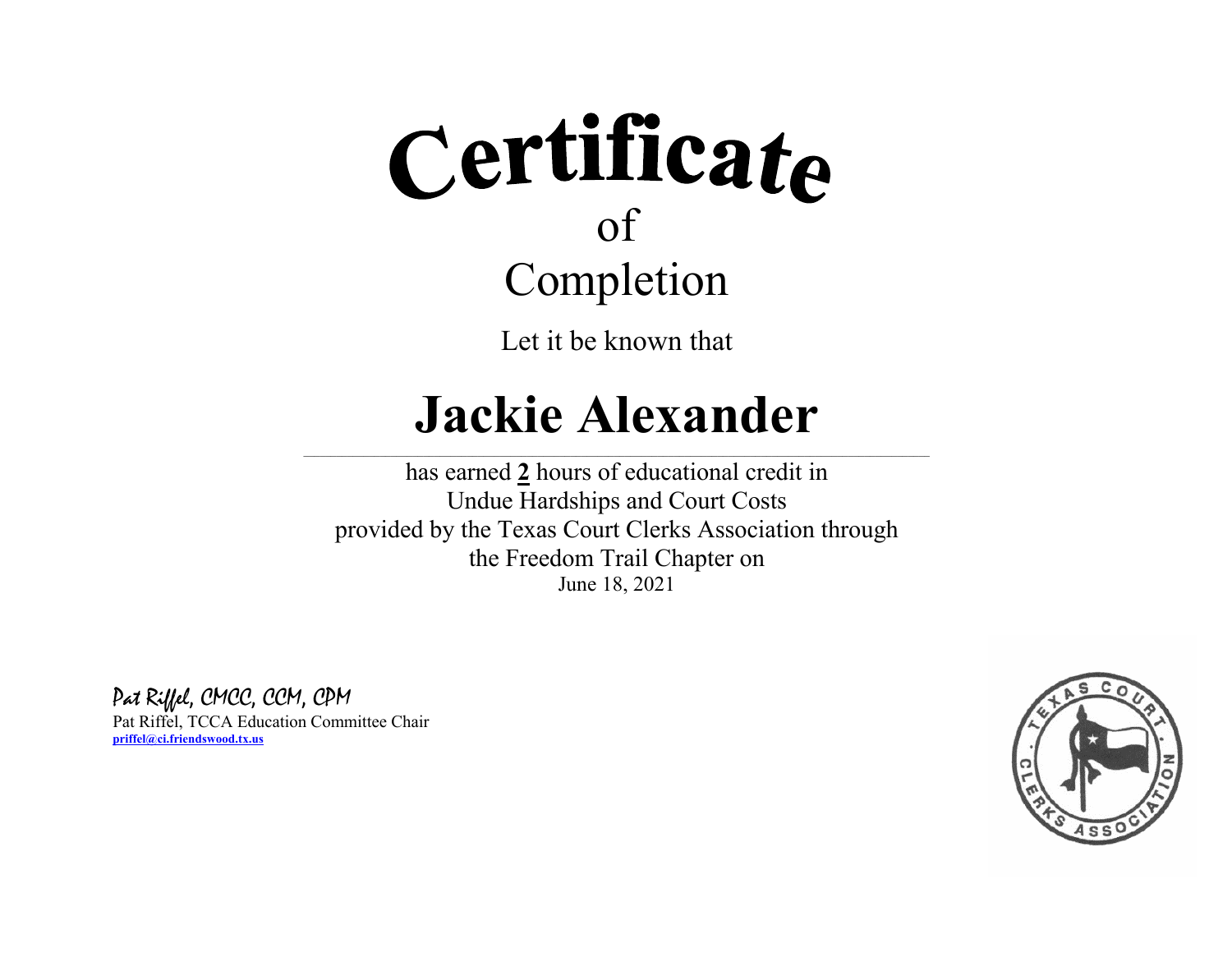# Certificate

of

Completion

Let it be known that

## Jackie Alexander

has earned **2** hours of educational credit in
Undue Hardships and Court Costs
provided by the Texas Court Clerks Association through
the Freedom Trail Chapter on
June 18, 2021

*Pat Riffel, CMCC, CCM, CPM*
Pat Riffel, TCCA Education Committee Chair
**priffel@ci.friendswood.tx.us**

TEXAS COURT CLERKS ASSOCIATION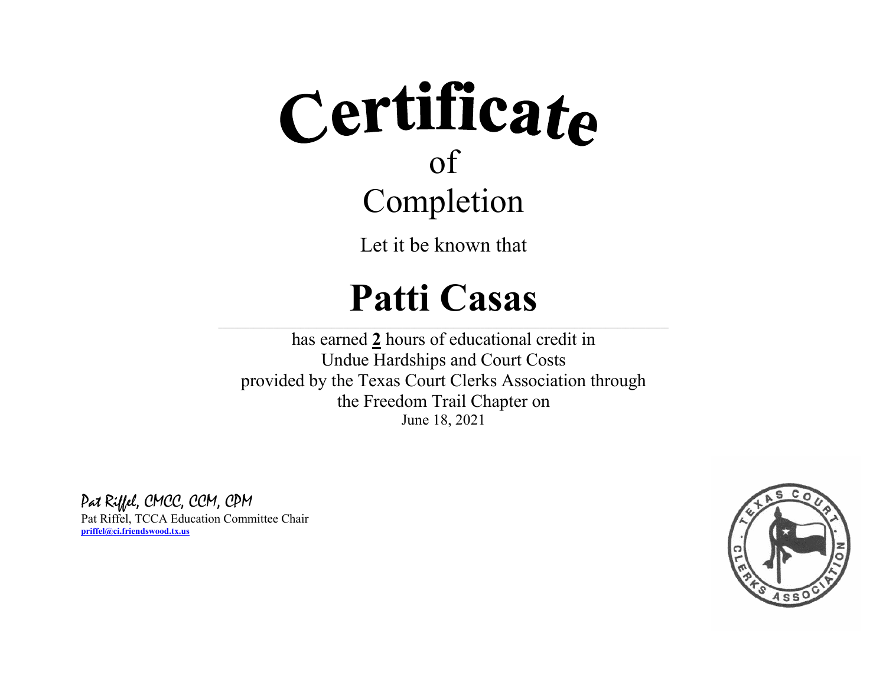# Certificate
## of
## Completion

Let it be known that

# Patti Casas

has earned **2** hours of educational credit in
Undue Hardships and Court Costs
provided by the Texas Court Clerks Association through
the Freedom Trail Chapter on
June 18, 2021

*Pat Riffel, CMCC, CCM, CPM*
Pat Riffel, TCCA Education Committee Chair
**priffel@ci.friendswood.tx.us**

TEXAS COURT CLERKS ASSOCIATION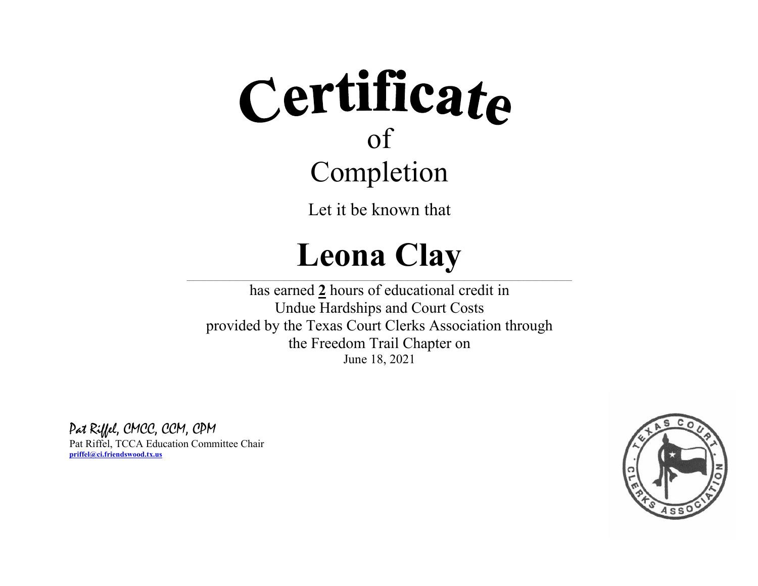# Certificate

of

Completion

Let it be known that

# Leona Clay

has earned **2** hours of educational credit in
Undue Hardships and Court Costs
provided by the Texas Court Clerks Association through
the Freedom Trail Chapter on
June 18, 2021

Pat Riffel, CMCC, CCM, CPM
Pat Riffel, TCCA Education Committee Chair
priffel@ci.friendswood.tx.us

TEXAS COURT CLERKS ASSOCIATION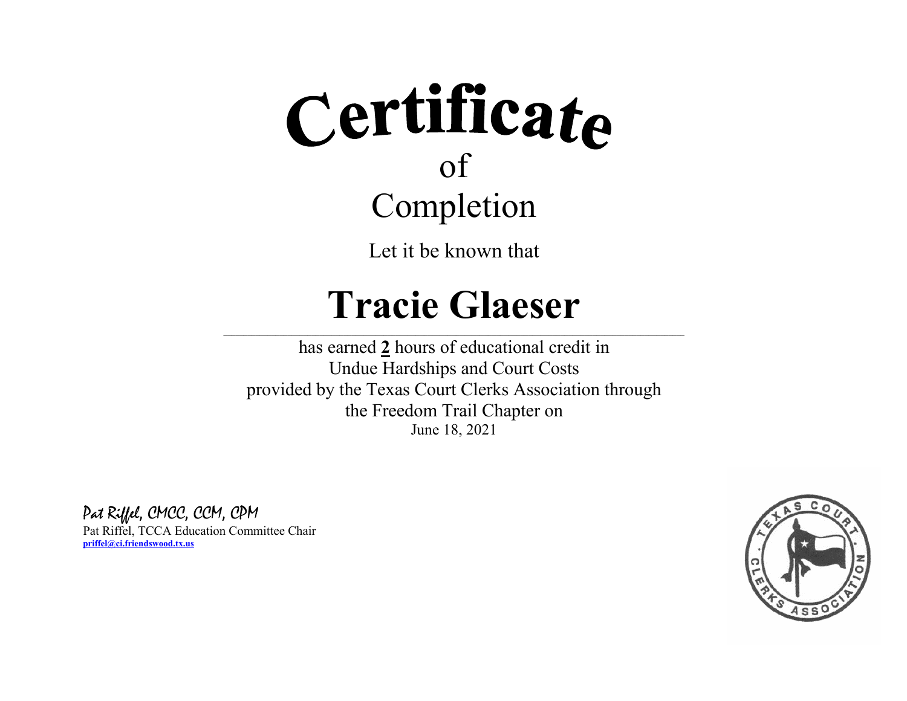# Certificate
of
## Completion

Let it be known that

# Tracie Glaeser

has earned **2** hours of educational credit in
Undue Hardships and Court Costs
provided by the Texas Court Clerks Association through
the Freedom Trail Chapter on
June 18, 2021

*Pat Riffel, CMCC, CCM, CPM*
Pat Riffel, TCCA Education Committee Chair
**priffel@ci.friendswood.tx.us**

TEXAS COURT CLERKS ASSOCIATION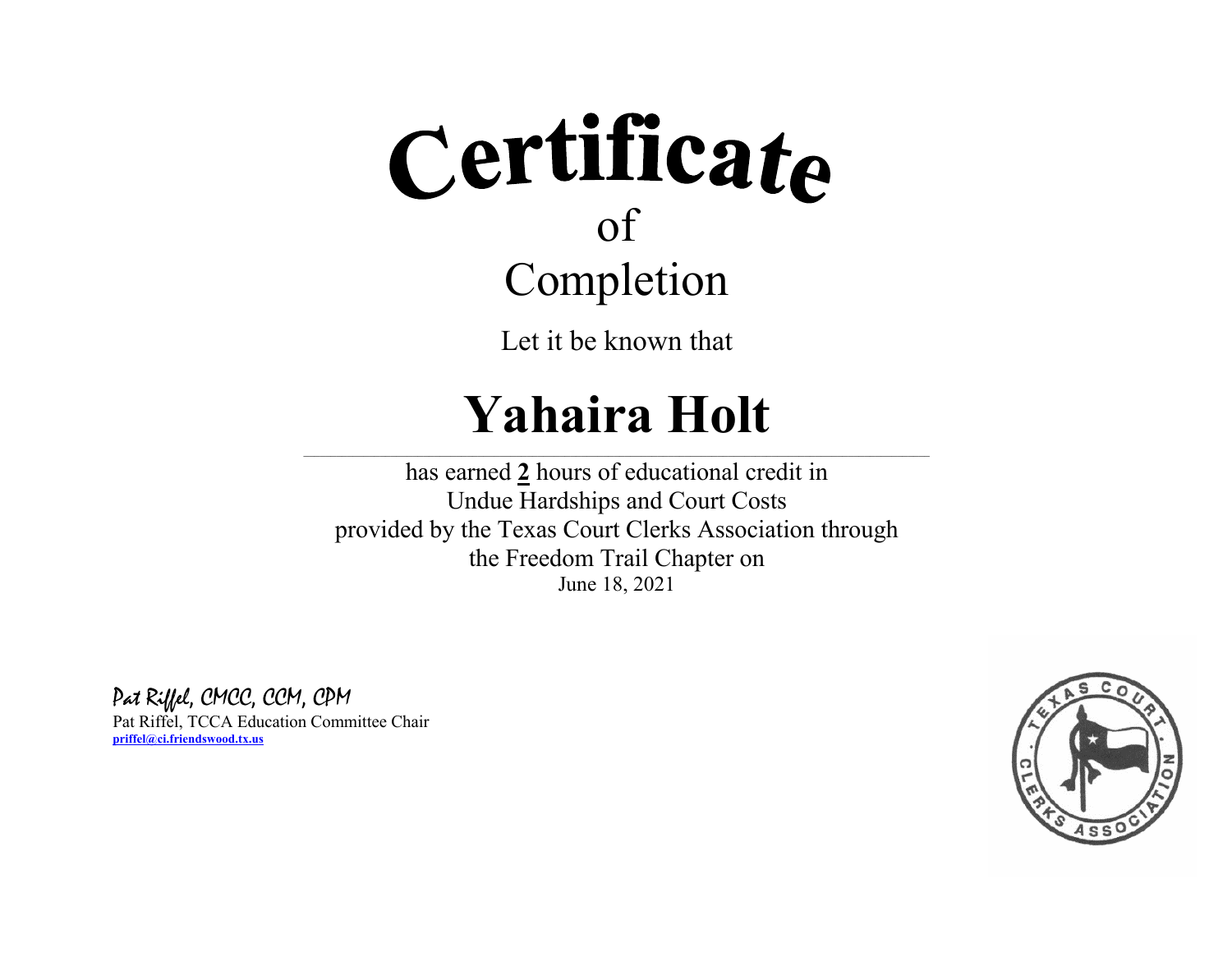# Certificate

of

Completion

Let it be known that

# Yahaira Holt

has earned **2** hours of educational credit in
Undue Hardships and Court Costs
provided by the Texas Court Clerks Association through
the Freedom Trail Chapter on
June 18, 2021

*Pat Riffel, CMCC, CCM, CPM*
Pat Riffel, TCCA Education Committee Chair
**priffel@ci.friendswood.tx.us**

TEXAS COURT CLERKS ASSOCIATION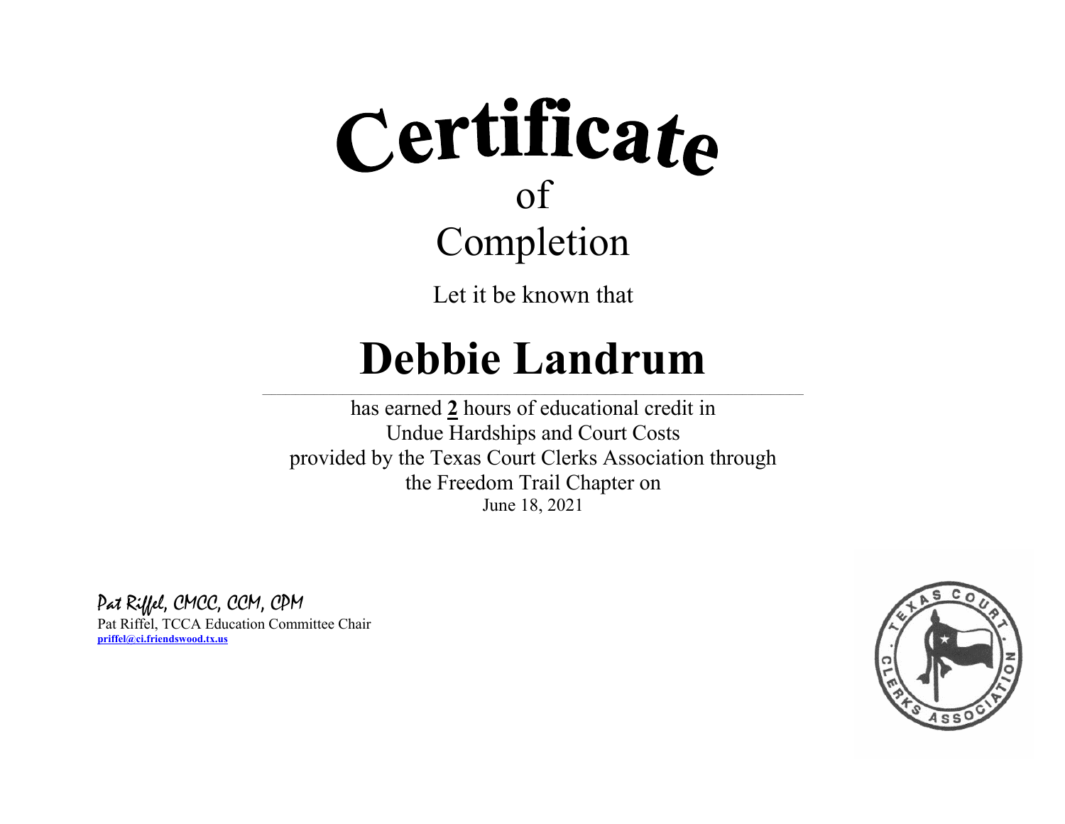# Certificate

of

Completion

Let it be known that

## Debbie Landrum

has earned **2** hours of educational credit in
Undue Hardships and Court Costs
provided by the Texas Court Clerks Association through
the Freedom Trail Chapter on
June 18, 2021

*Pat Riffel, CMCC, CCM, CPM*
Pat Riffel, TCCA Education Committee Chair
**priffel@ci.friendswood.tx.us**

TEXAS COURT CLERKS ASSOCIATION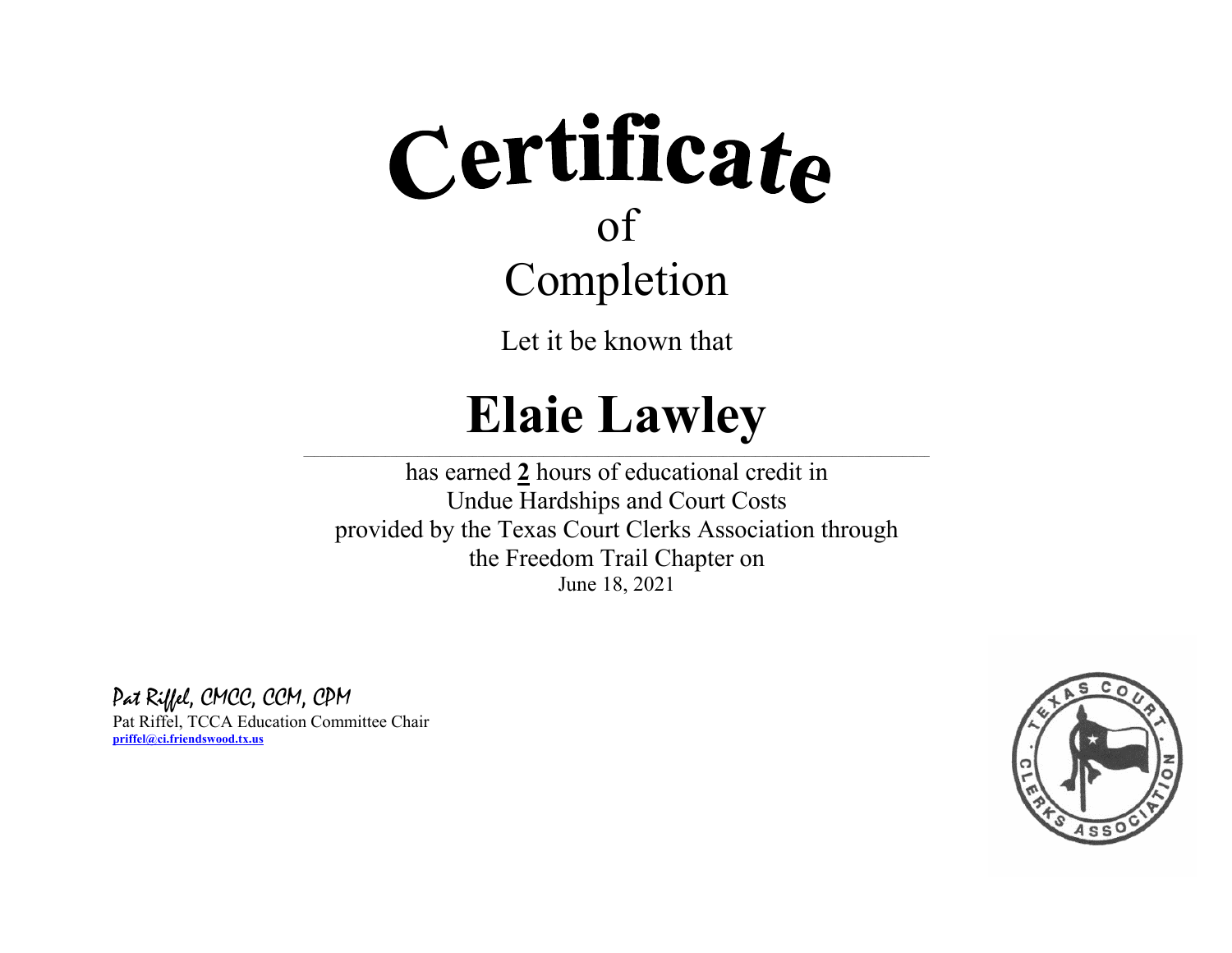# Certificate
of
## Completion

Let it be known that

# Elaie Lawley

has earned **2** hours of educational credit in
Undue Hardships and Court Costs
provided by the Texas Court Clerks Association through
the Freedom Trail Chapter on
June 18, 2021

*Pat Riffel, CMCC, CCM, CPM*
Pat Riffel, TCCA Education Committee Chair
**priffel@ci.friendswood.tx.us**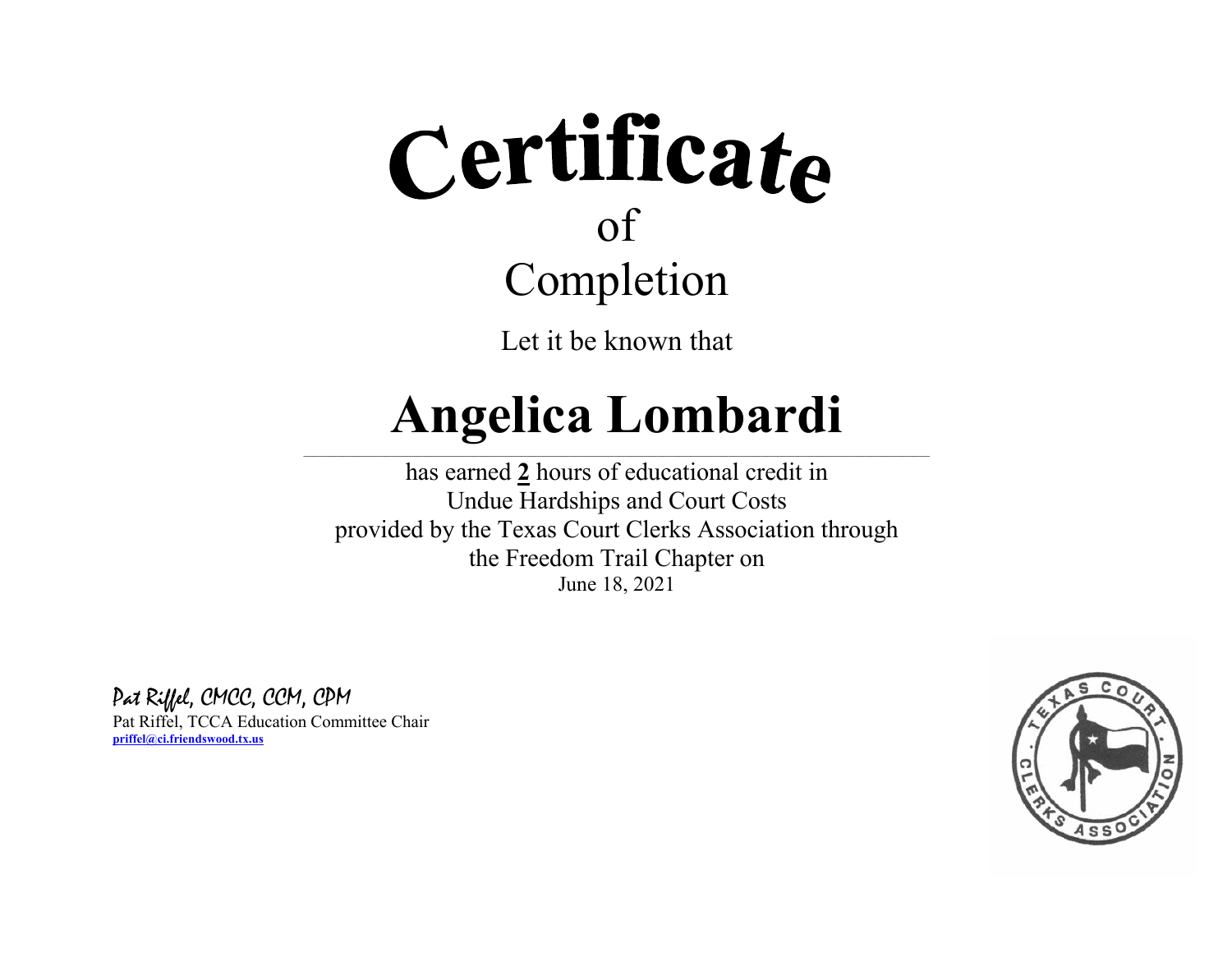# Certificate

of

Completion

Let it be known that

# Angelica Lombardi

has earned **2** hours of educational credit in
Undue Hardships and Court Costs
provided by the Texas Court Clerks Association through
the Freedom Trail Chapter on
June 18, 2021

*Pat Riffel, CMCC, CCM, CPM*
Pat Riffel, TCCA Education Committee Chair
**priffel@ci.friendswood.tx.us**

TEXAS COURT CLERKS ASSOCIATION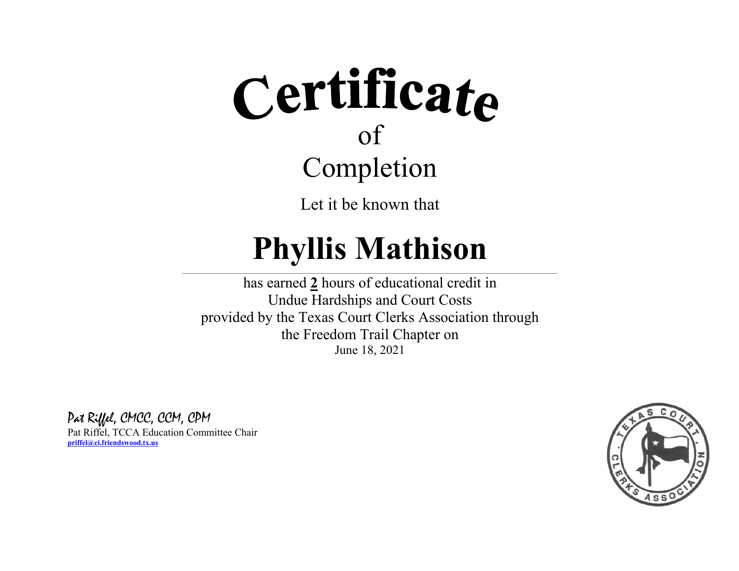# Certificate

of

Completion

Let it be known that

# Phyllis Mathison

has earned **2** hours of educational credit in
Undue Hardships and Court Costs
provided by the Texas Court Clerks Association through
the Freedom Trail Chapter on
June 18, 2021

*Pat Riffel, CMCC, CCM, CPM*
Pat Riffel, TCCA Education Committee Chair
**priffel@ci.friendswood.tx.us**

TEXAS COURT CLERKS ASSOCIATION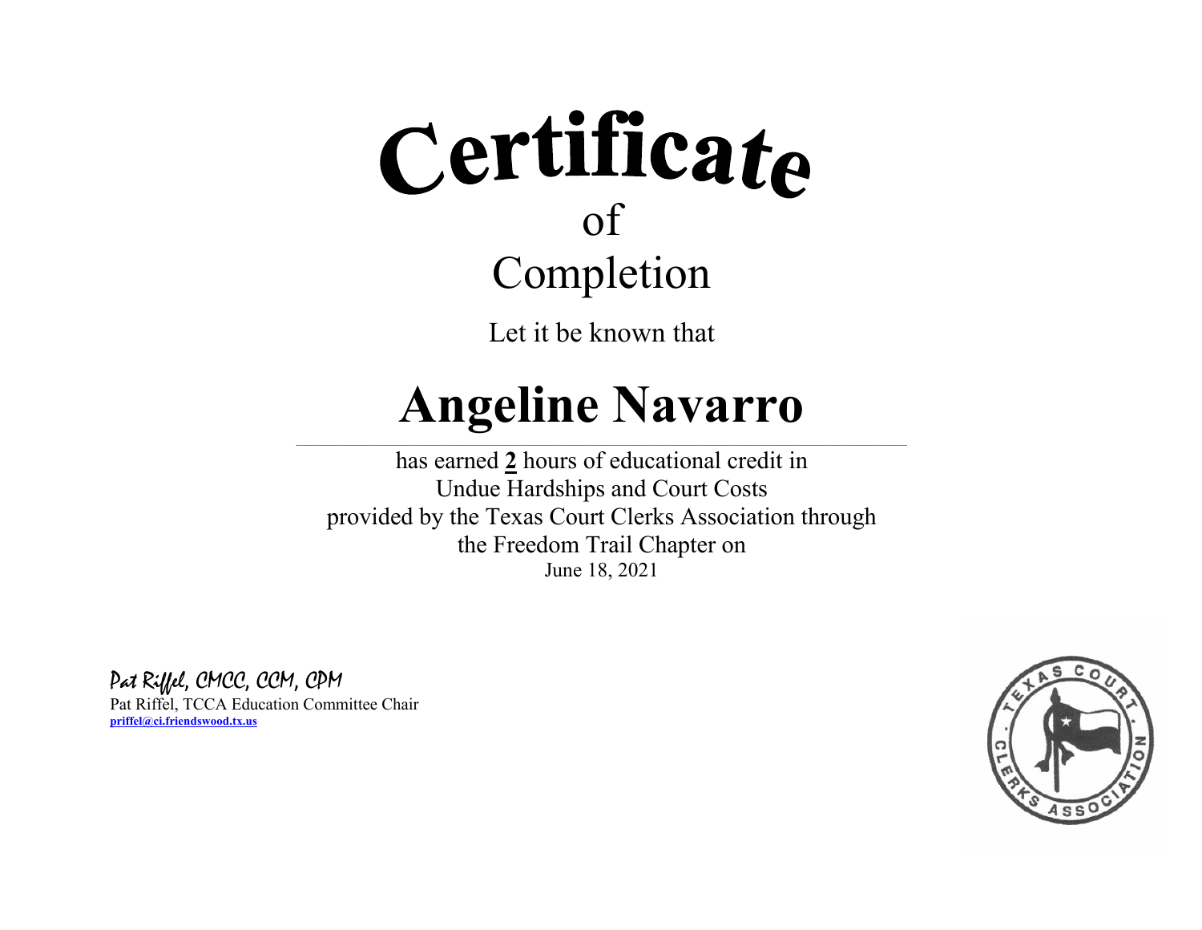# Certificate

of

Completion

Let it be known that

# Angeline Navarro

has earned **2** hours of educational credit in
Undue Hardships and Court Costs
provided by the Texas Court Clerks Association through
the Freedom Trail Chapter on
June 18, 2021

*Pat Riffel, CMCC, CCM, CPM*
Pat Riffel, TCCA Education Committee Chair
**priffel@ci.friendswood.tx.us**

TEXAS COURT CLERKS ASSOCIATION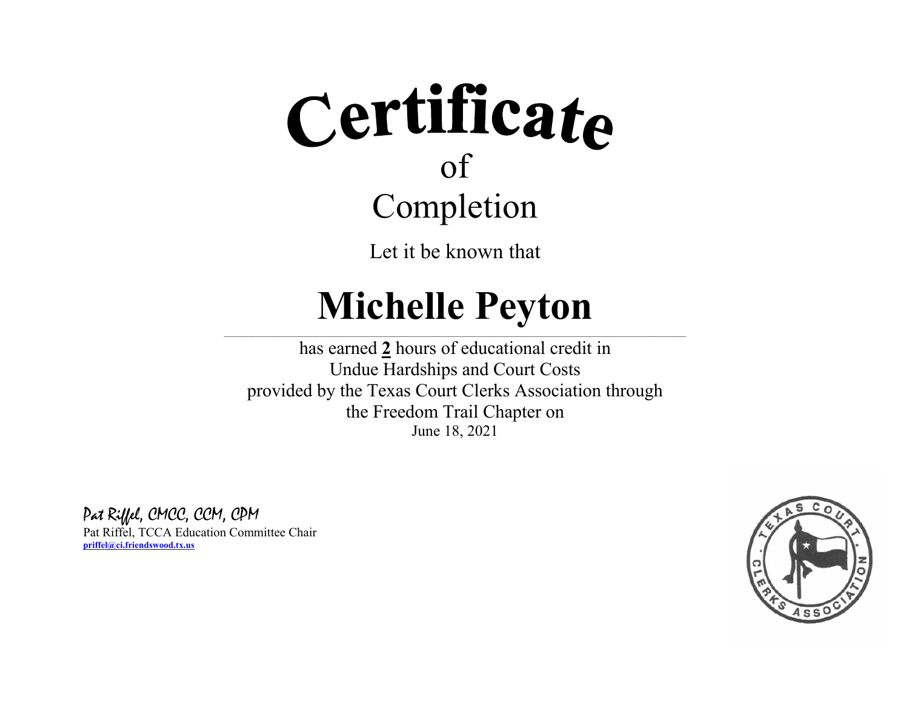# Certificate
of
Completion

Let it be known that

# Michelle Peyton

has earned **2** hours of educational credit in
Undue Hardships and Court Costs
provided by the Texas Court Clerks Association through
the Freedom Trail Chapter on
June 18, 2021

*Pat Riffel, CMCC, CCM, CPM*
Pat Riffel, TCCA Education Committee Chair
**priffel@ci.friendswood.tx.us**

TEXAS COURT CLERKS ASSOCIATION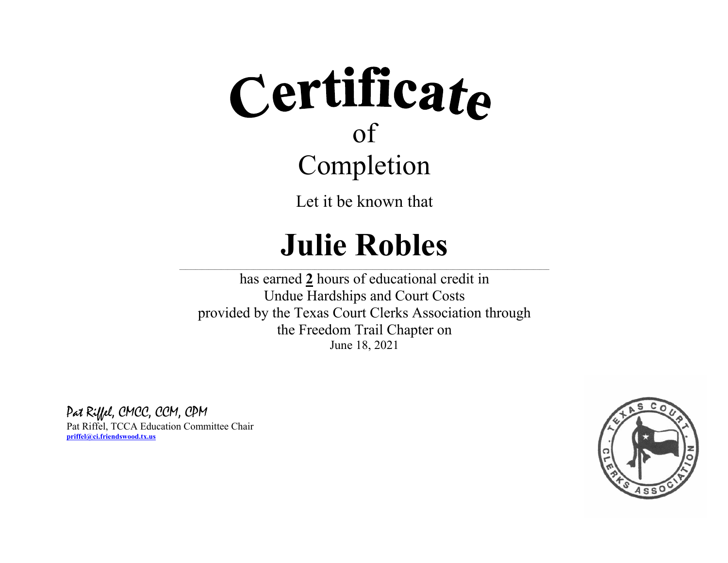# Certificate

of

Completion

Let it be known that

## Julie Robles

has earned **2** hours of educational credit in
Undue Hardships and Court Costs
provided by the Texas Court Clerks Association through
the Freedom Trail Chapter on
June 18, 2021

Pat Riffel, CMCC, CCM, CPM
Pat Riffel, TCCA Education Committee Chair
**priffel@ci.friendswood.tx.us**

TEXAS COURT CLERKS ASSOCIATION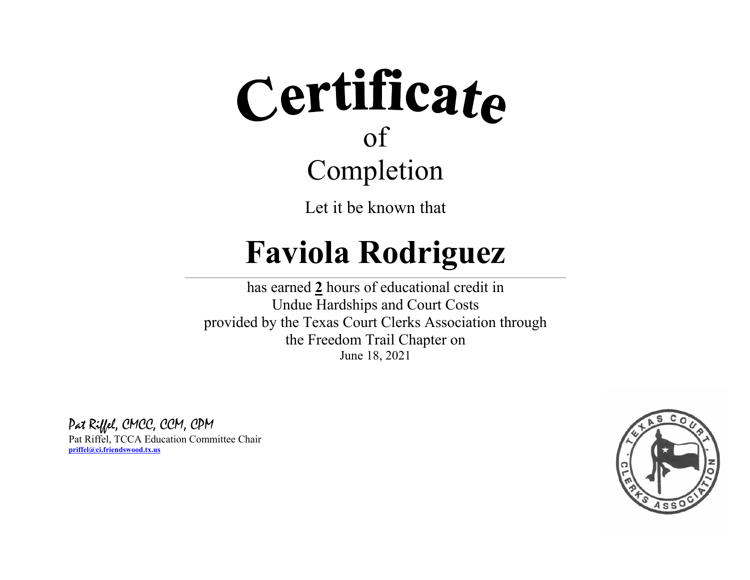# Certificate

of

Completion

Let it be known that

## Faviola Rodriguez

has earned **2** hours of educational credit in
Undue Hardships and Court Costs
provided by the Texas Court Clerks Association through
the Freedom Trail Chapter on
June 18, 2021

*Pat Riffel, CMCC, CCM, CPM*
Pat Riffel, TCCA Education Committee Chair
**priffel@ci.friendswood.tx.us**

TEXAS COURT CLERKS ASSOCIATION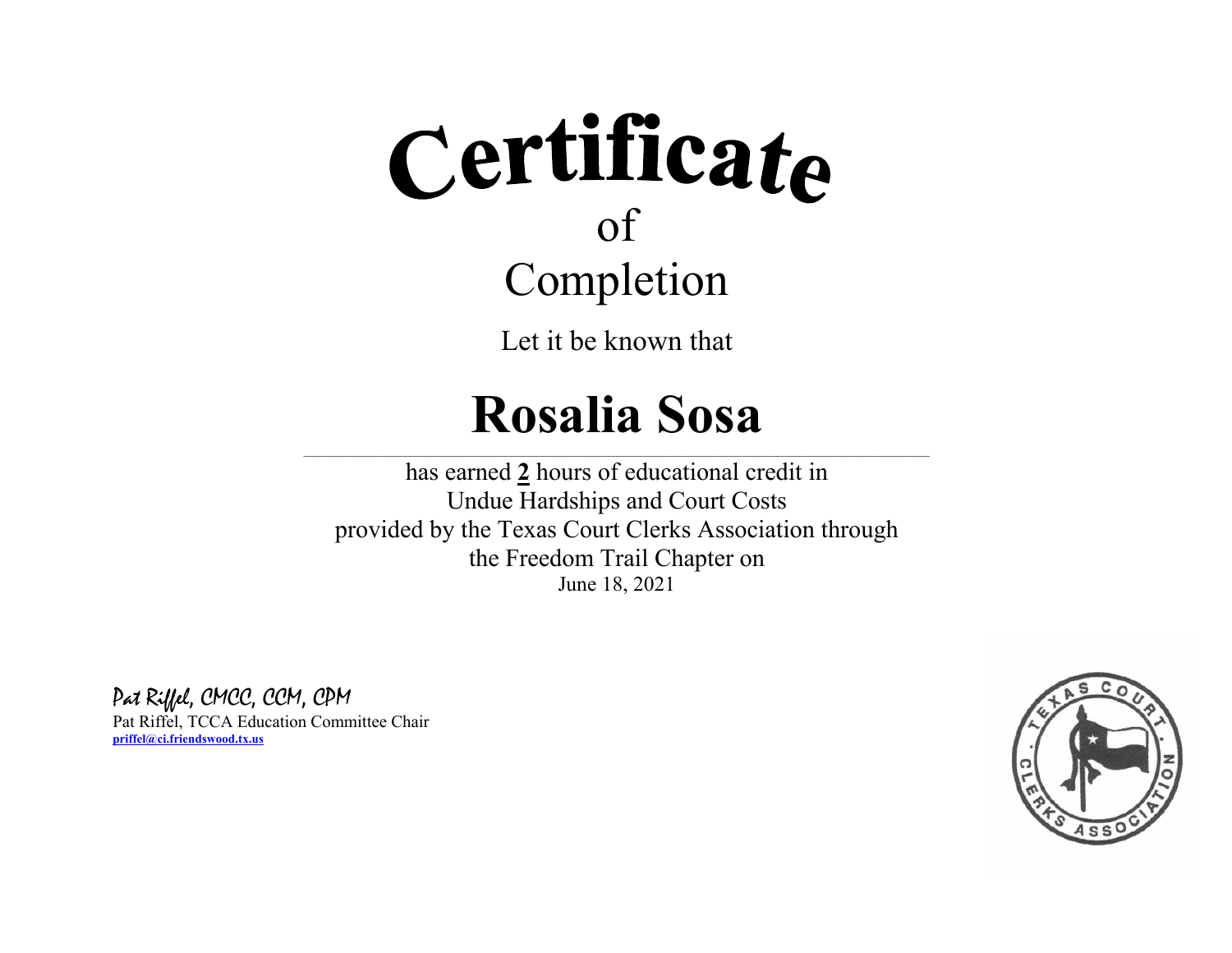# Certificate

of

Completion

Let it be known that

## Rosalia Sosa

has earned **2** hours of educational credit in
Undue Hardships and Court Costs
provided by the Texas Court Clerks Association through
the Freedom Trail Chapter on
June 18, 2021

*Pat Riffel, CMCC, CCM, CPM*
Pat Riffel, TCCA Education Committee Chair
**priffel@ci.friendswood.tx.us**

TEXAS COURT CLERKS ASSOCIATION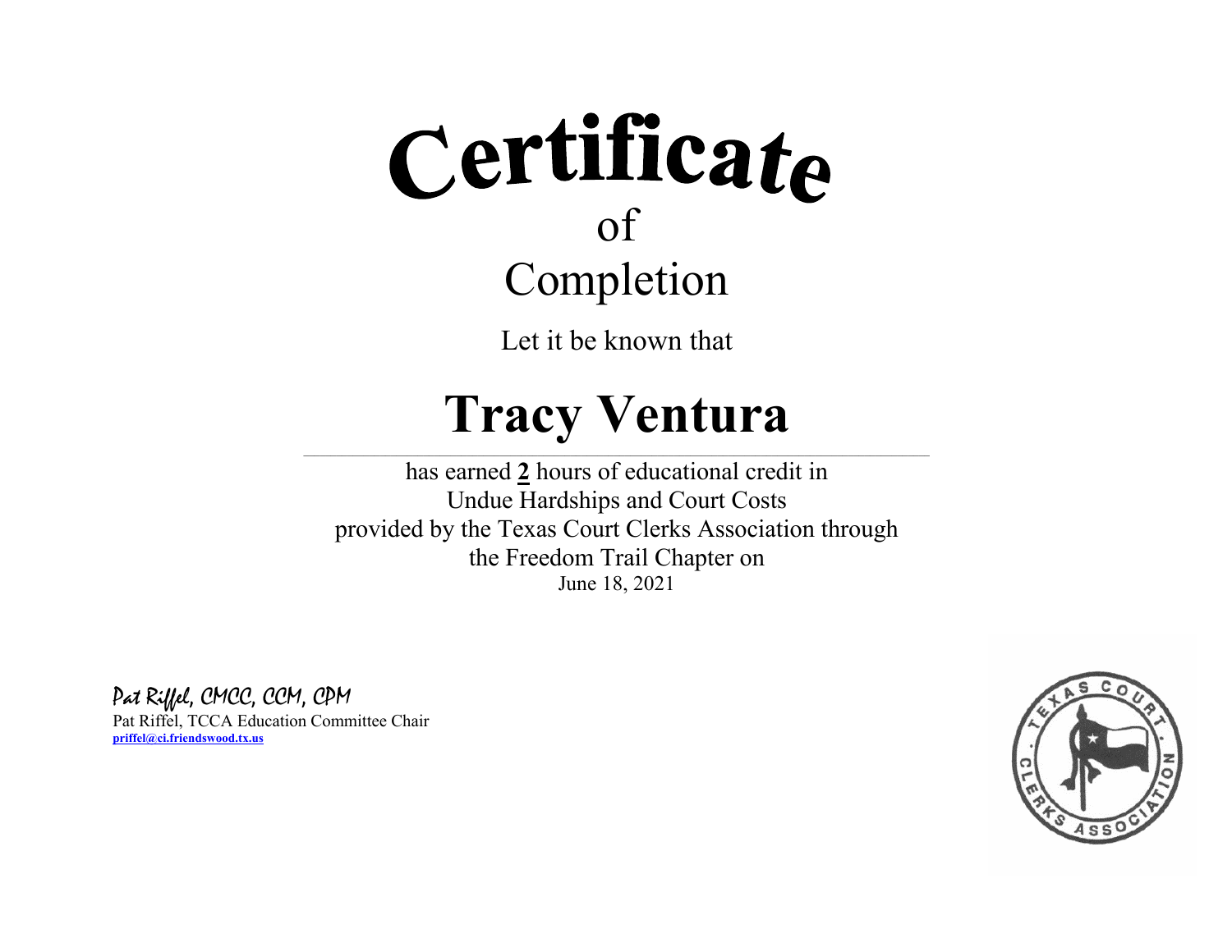# Certificate

of

Completion

Let it be known that

# Tracy Ventura

has earned **2** hours of educational credit in
Undue Hardships and Court Costs
provided by the Texas Court Clerks Association through
the Freedom Trail Chapter on
June 18, 2021

*Pat Riffel, CMCC, CCM, CPM*
Pat Riffel, TCCA Education Committee Chair
**priffel@ci.friendswood.tx.us**

TEXAS COURT CLERKS ASSOCIATION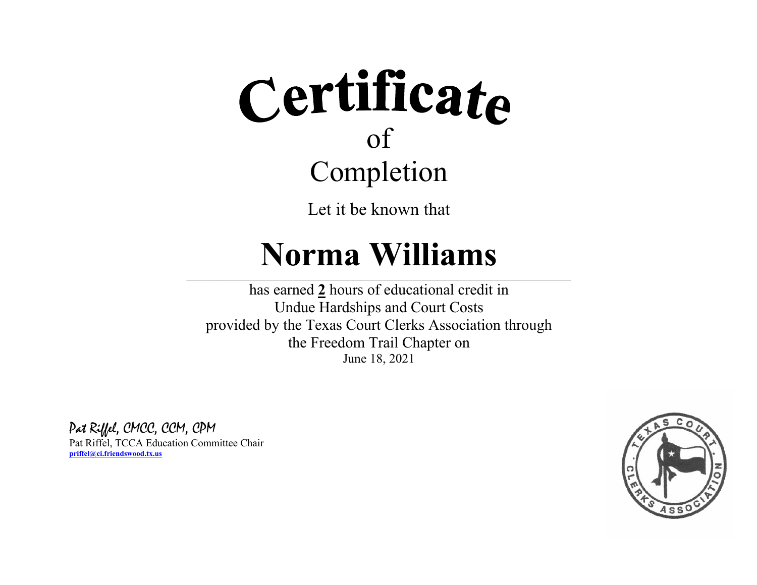# Certificate

of

Completion

Let it be known that

# Norma Williams

has earned **2** hours of educational credit in

Undue Hardships and Court Costs

provided by the Texas Court Clerks Association through

the Freedom Trail Chapter on

June 18, 2021

Pat Riffel, CMCC, CCM, CPM

Pat Riffel, TCCA Education Committee Chair

priffel@ci.friendswood.tx.us

TEXAS COURT CLERKS ASSOCIATION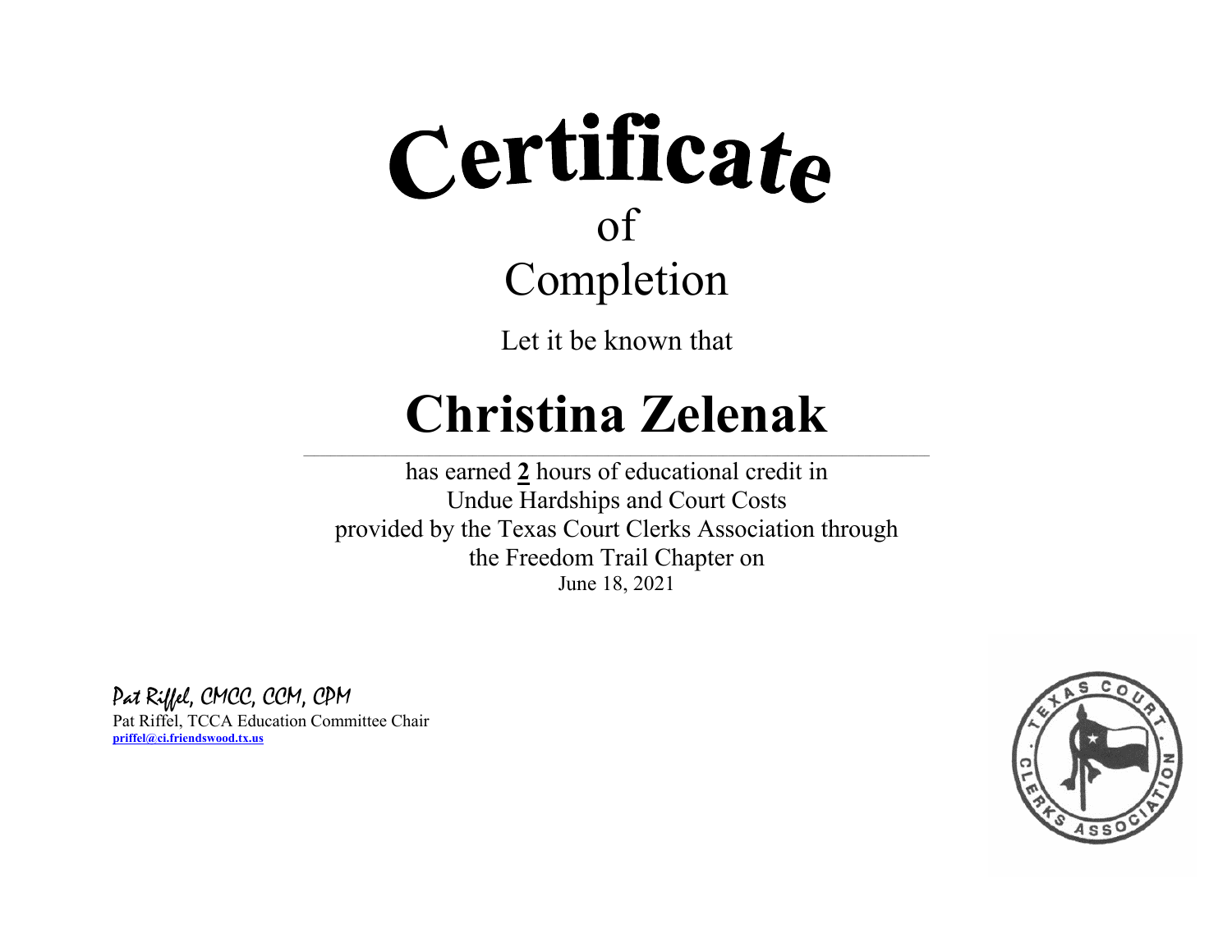# Certificate

of

Completion

Let it be known that

## Christina Zelenak

has earned **2** hours of educational credit in
Undue Hardships and Court Costs
provided by the Texas Court Clerks Association through
the Freedom Trail Chapter on
June 18, 2021

*Pat Riffel, CMCC, CCM, CPM*
Pat Riffel, TCCA Education Committee Chair
**priffel@ci.friendswood.tx.us**

TEXAS COURT CLERKS ASSOCIATION